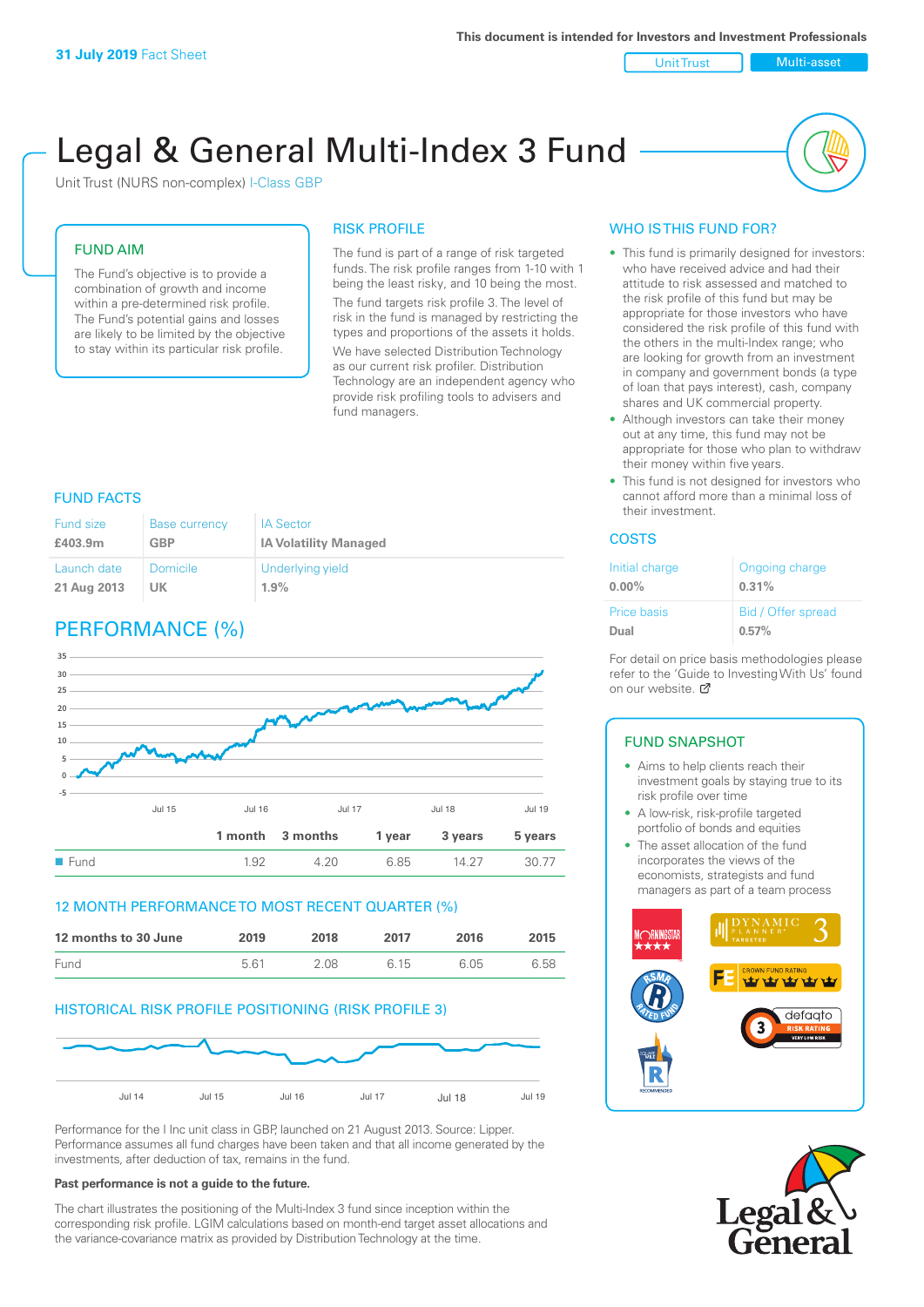**31 July 2019** Fact Sheet

This document is intended for Investors and Investment Professionals

Unit Trust | Multi-asset

# Legal & General Multi-Index 3 Fund

Unit Trust (NURS non-complex) I-Class GBP

## FUND AIM

The Fund's objective is to provide a combination of growth and income within a pre-determined risk profile. The Fund's potential gains and losses are likely to be limited by the objective to stay within its particular risk profile.

## RISK PROFILE

The fund is part of a range of risk targeted funds. The risk profile ranges from 1-10 with 1 being the least risky, and 10 being the most.

The fund targets risk profile 3. The level of risk in the fund is managed by restricting the types and proportions of the assets it holds.

We have selected Distribution Technology as our current risk profiler. Distribution Technology are an independent agency who provide risk profiling tools to advisers and fund managers.

## WHO IS THIS FUND FOR?

- This fund is primarily designed for investors: who have received advice and had their attitude to risk assessed and matched to the risk profile of this fund but may be appropriate for those investors who have considered the risk profile of this fund with the others in the multi-Index range; who are looking for growth from an investment in company and government bonds (a type of loan that pays interest), cash, company shares and UK commercial property.
- Although investors can take their money out at any time, this fund may not be appropriate for those who plan to withdraw their money within five years.
- This fund is not designed for investors who cannot afford more than a minimal loss of their investment.

## FUND FACTS

| Fund size | Base currency | IA Sector |
|---|---|---|
| **£403.9m** | **GBP** | **IA Volatility Managed** |
| **Launch date** | **Domicile** | **Underlying yield** |
| **21 Aug 2013** | **UK** | **1.9%** |

## COSTS

| Initial charge | Ongoing charge |
|---|---|
| **0.00%** | **0.31%** |
| **Price basis** | **Bid / Offer spread** |
| **Dual** | **0.57%** |

For detail on price basis methodologies please refer to the 'Guide to Investing With Us' found on our website.

## PERFORMANCE (%)

| | 1 month | 3 months | 1 year | 3 years | 5 years |
|---|---|---|---|---|---|
| Fund | 1.92 | 4.20 | 6.85 | 14.27 | 30.77 |

## 12 MONTH PERFORMANCE TO MOST RECENT QUARTER (%)

| 12 months to 30 June | 2019 | 2018 | 2017 | 2016 | 2015 |
|---|---|---|---|---|---|
| Fund | 5.61 | 2.08 | 6.15 | 6.05 | 6.58 |

## HISTORICAL RISK PROFILE POSITIONING (RISK PROFILE 3)

Performance for the I Inc unit class in GBP, launched on 21 August 2013. Source: Lipper. Performance assumes all fund charges have been taken and that all income generated by the investments, after deduction of tax, remains in the fund.

**Past performance is not a guide to the future.**

The chart illustrates the positioning of the Multi-Index 3 fund since inception within the corresponding risk profile. LGIM calculations based on month-end target asset allocations and the variance-covariance matrix as provided by Distribution Technology at the time.

## FUND SNAPSHOT

- Aims to help clients reach their investment goals by staying true to its risk profile over time
- A low-risk, risk-profile targeted portfolio of bonds and equities
- The asset allocation of the fund incorporates the views of the economists, strategists and fund managers as part of a team process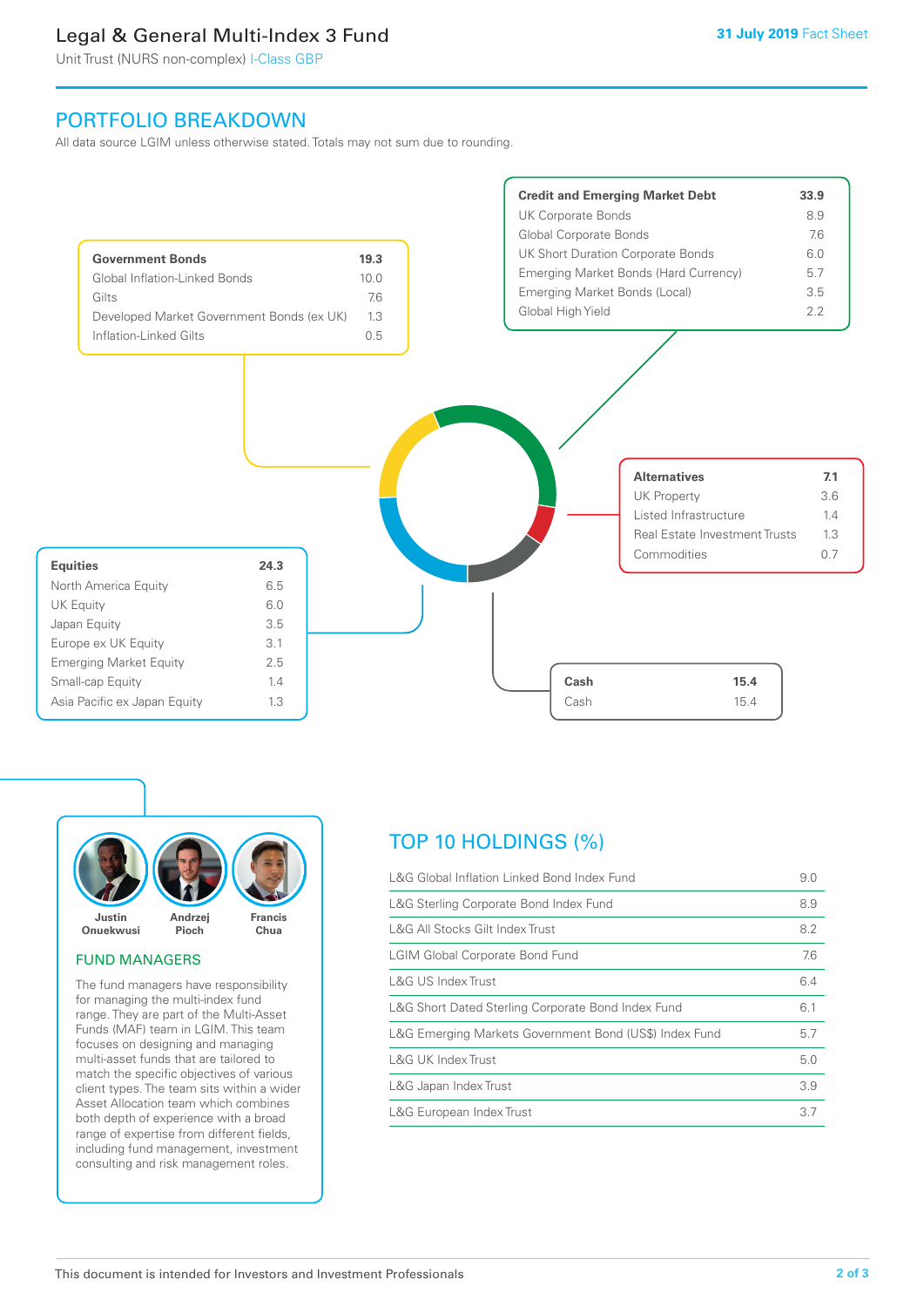# Legal & General Multi-Index 3 Fund

Unit Trust (NURS non-complex) I-Class GBP

**31 July 2019** Fact Sheet

## PORTFOLIO BREAKDOWN

All data source LGIM unless otherwise stated. Totals may not sum due to rounding.

| **Government Bonds** | **19.3** |
|---|---|
| Global Inflation-Linked Bonds | 10.0 |
| Gilts | 7.6 |
| Developed Market Government Bonds (ex UK) | 1.3 |
| Inflation-Linked Gilts | 0.5 |

| **Credit and Emerging Market Debt** | **33.9** |
|---|---|
| UK Corporate Bonds | 8.9 |
| Global Corporate Bonds | 7.6 |
| UK Short Duration Corporate Bonds | 6.0 |
| Emerging Market Bonds (Hard Currency) | 5.7 |
| Emerging Market Bonds (Local) | 3.5 |
| Global High Yield | 2.2 |

| **Alternatives** | **7.1** |
|---|---|
| UK Property | 3.6 |
| Listed Infrastructure | 1.4 |
| Real Estate Investment Trusts | 1.3 |
| Commodities | 0.7 |

| **Equities** | **24.3** |
|---|---|
| North America Equity | 6.5 |
| UK Equity | 6.0 |
| Japan Equity | 3.5 |
| Europe ex UK Equity | 3.1 |
| Emerging Market Equity | 2.5 |
| Small-cap Equity | 1.4 |
| Asia Pacific ex Japan Equity | 1.3 |

| **Cash** | **15.4** |
|---|---|
| Cash | 15.4 |

Justin Onuekwusi, Andrzej Pioch, Francis Chua

## FUND MANAGERS

The fund managers have responsibility for managing the multi-index fund range. They are part of the Multi-Asset Funds (MAF) team in LGIM. This team focuses on designing and managing multi-asset funds that are tailored to match the specific objectives of various client types. The team sits within a wider Asset Allocation team which combines both depth of experience with a broad range of expertise from different fields, including fund management, investment consulting and risk management roles.

## TOP 10 HOLDINGS (%)

| Holding | % |
|---|---|
| L&G Global Inflation Linked Bond Index Fund | 9.0 |
| L&G Sterling Corporate Bond Index Fund | 8.9 |
| L&G All Stocks Gilt Index Trust | 8.2 |
| LGIM Global Corporate Bond Fund | 7.6 |
| L&G US Index Trust | 6.4 |
| L&G Short Dated Sterling Corporate Bond Index Fund | 6.1 |
| L&G Emerging Markets Government Bond (US$) Index Fund | 5.7 |
| L&G UK Index Trust | 5.0 |
| L&G Japan Index Trust | 3.9 |
| L&G European Index Trust | 3.7 |

This document is intended for Investors and Investment Professionals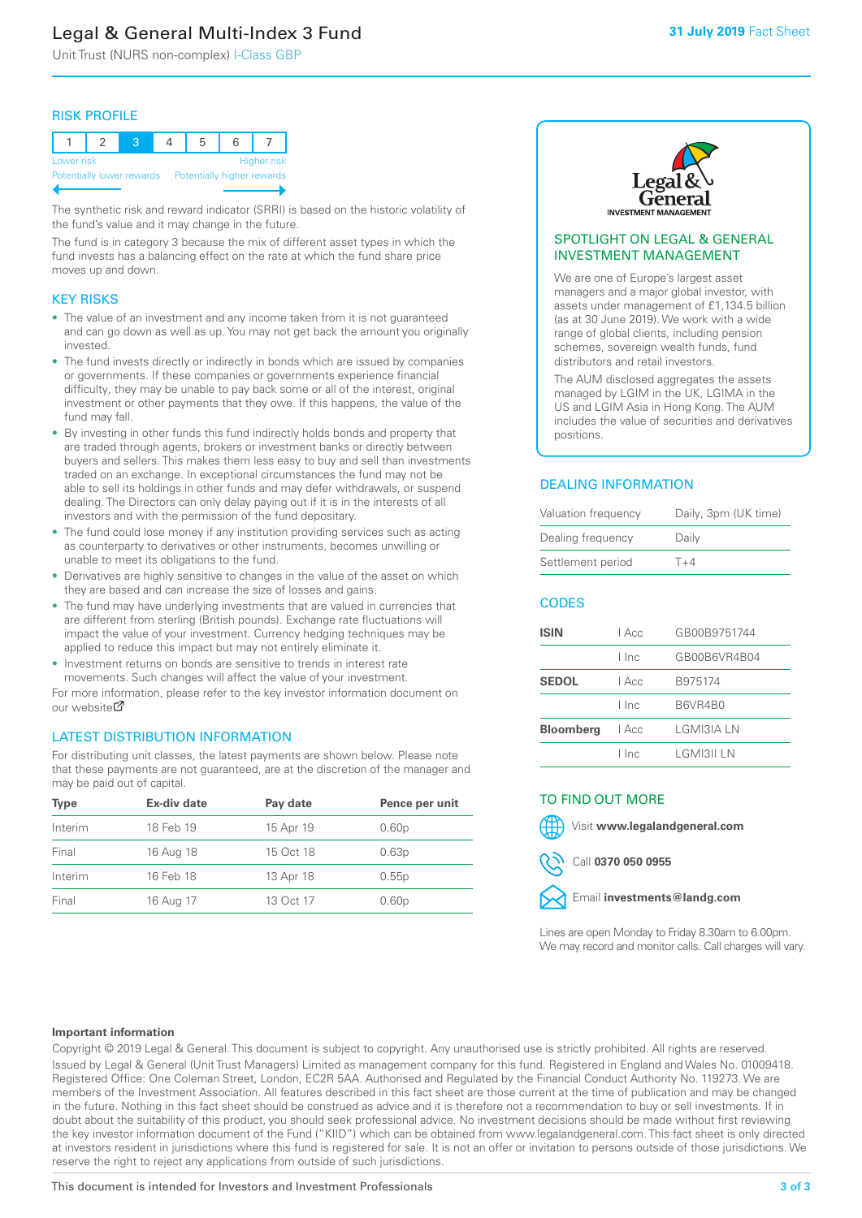# Legal & General Multi-Index 3 Fund

Unit Trust (NURS non-complex) I-Class GBP

31 July 2019 Fact Sheet

## RISK PROFILE

| 1 | 2 | 3 | 4 | 5 | 6 | 7 |
|---|---|---|---|---|---|---|

Lower risk — Higher risk

Potentially lower rewards — Potentially higher rewards

The synthetic risk and reward indicator (SRRI) is based on the historic volatility of the fund's value and it may change in the future.

The fund is in category 3 because the mix of different asset types in which the fund invests has a balancing effect on the rate at which the fund share price moves up and down.

## KEY RISKS

- The value of an investment and any income taken from it is not guaranteed and can go down as well as up. You may not get back the amount you originally invested.
- The fund invests directly or indirectly in bonds which are issued by companies or governments. If these companies or governments experience financial difficulty, they may be unable to pay back some or all of the interest, original investment or other payments that they owe. If this happens, the value of the fund may fall.
- By investing in other funds this fund indirectly holds bonds and property that are traded through agents, brokers or investment banks or directly between buyers and sellers. This makes them less easy to buy and sell than investments traded on an exchange. In exceptional circumstances the fund may not be able to sell its holdings in other funds and may defer withdrawals, or suspend dealing. The Directors can only delay paying out if it is in the interests of all investors and with the permission of the fund depositary.
- The fund could lose money if any institution providing services such as acting as counterparty to derivatives or other instruments, becomes unwilling or unable to meet its obligations to the fund.
- Derivatives are highly sensitive to changes in the value of the asset on which they are based and can increase the size of losses and gains.
- The fund may have underlying investments that are valued in currencies that are different from sterling (British pounds). Exchange rate fluctuations will impact the value of your investment. Currency hedging techniques may be applied to reduce this impact but may not entirely eliminate it.
- Investment returns on bonds are sensitive to trends in interest rate movements. Such changes will affect the value of your investment.

For more information, please refer to the key investor information document on our website

## LATEST DISTRIBUTION INFORMATION

For distributing unit classes, the latest payments are shown below. Please note that these payments are not guaranteed, are at the discretion of the manager and may be paid out of capital.

| Type | Ex-div date | Pay date | Pence per unit |
|---|---|---|---|
| Interim | 18 Feb 19 | 15 Apr 19 | 0.60p |
| Final | 16 Aug 18 | 15 Oct 18 | 0.63p |
| Interim | 16 Feb 18 | 13 Apr 18 | 0.55p |
| Final | 16 Aug 17 | 13 Oct 17 | 0.60p |

## SPOTLIGHT ON LEGAL & GENERAL INVESTMENT MANAGEMENT

We are one of Europe's largest asset managers and a major global investor, with assets under management of £1,134.5 billion (as at 30 June 2019). We work with a wide range of global clients, including pension schemes, sovereign wealth funds, fund distributors and retail investors.

The AUM disclosed aggregates the assets managed by LGIM in the UK, LGIMA in the US and LGIM Asia in Hong Kong. The AUM includes the value of securities and derivatives positions.

## DEALING INFORMATION

| | |
|---|---|
| Valuation frequency | Daily, 3pm (UK time) |
| Dealing frequency | Daily |
| Settlement period | T+4 |

## CODES

| | | |
|---|---|---|
| **ISIN** | I Acc | GB00B9751744 |
| | I Inc | GB00B6VR4B04 |
| **SEDOL** | I Acc | B975174 |
| | I Inc | B6VR4B0 |
| **Bloomberg** | I Acc | LGMI3IA LN |
| | I Inc | LGMI3II LN |

## TO FIND OUT MORE

Visit **www.legalandgeneral.com**

Call **0370 050 0955**

Email **investments@landg.com**

Lines are open Monday to Friday 8.30am to 6.00pm. We may record and monitor calls. Call charges will vary.

**Important information**

Copyright © 2019 Legal & General. This document is subject to copyright. Any unauthorised use is strictly prohibited. All rights are reserved. Issued by Legal & General (Unit Trust Managers) Limited as management company for this fund. Registered in England and Wales No. 01009418. Registered Office: One Coleman Street, London, EC2R 5AA. Authorised and Regulated by the Financial Conduct Authority No. 119273. We are members of the Investment Association. All features described in this fact sheet are those current at the time of publication and may be changed in the future. Nothing in this fact sheet should be construed as advice and it is therefore not a recommendation to buy or sell investments. If in doubt about the suitability of this product, you should seek professional advice. No investment decisions should be made without first reviewing the key investor information document of the Fund ("KIID") which can be obtained from www.legalandgeneral.com. This fact sheet is only directed at investors resident in jurisdictions where this fund is registered for sale. It is not an offer or invitation to persons outside of those jurisdictions. We reserve the right to reject any applications from outside of such jurisdictions.

This document is intended for Investors and Investment Professionals